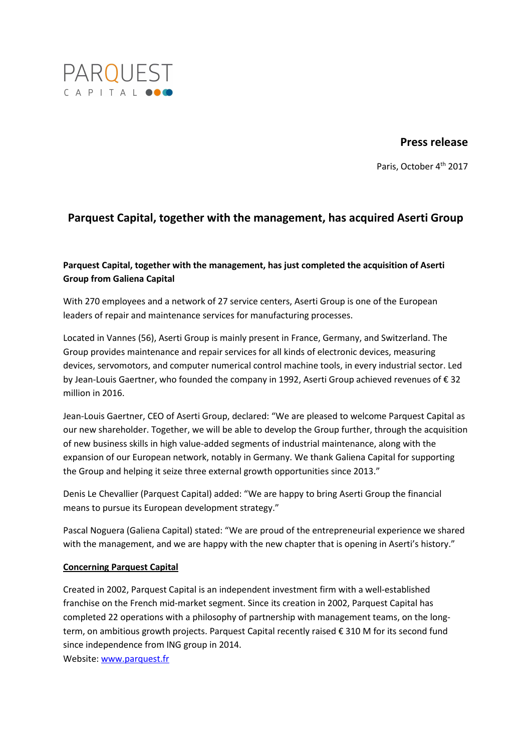PARQUEST
CAPITAL

**Press release**

Paris, October 4th 2017

# Parquest Capital, together with the management, has acquired Aserti Group

**Parquest Capital, together with the management, has just completed the acquisition of Aserti Group from Galiena Capital**

With 270 employees and a network of 27 service centers, Aserti Group is one of the European leaders of repair and maintenance services for manufacturing processes.

Located in Vannes (56), Aserti Group is mainly present in France, Germany, and Switzerland. The Group provides maintenance and repair services for all kinds of electronic devices, measuring devices, servomotors, and computer numerical control machine tools, in every industrial sector. Led by Jean-Louis Gaertner, who founded the company in 1992, Aserti Group achieved revenues of € 32 million in 2016.

Jean-Louis Gaertner, CEO of Aserti Group, declared: "We are pleased to welcome Parquest Capital as our new shareholder. Together, we will be able to develop the Group further, through the acquisition of new business skills in high value-added segments of industrial maintenance, along with the expansion of our European network, notably in Germany. We thank Galiena Capital for supporting the Group and helping it seize three external growth opportunities since 2013."

Denis Le Chevallier (Parquest Capital) added: "We are happy to bring Aserti Group the financial means to pursue its European development strategy."

Pascal Noguera (Galiena Capital) stated: "We are proud of the entrepreneurial experience we shared with the management, and we are happy with the new chapter that is opening in Aserti's history."

**Concerning Parquest Capital**

Created in 2002, Parquest Capital is an independent investment firm with a well-established franchise on the French mid-market segment. Since its creation in 2002, Parquest Capital has completed 22 operations with a philosophy of partnership with management teams, on the long-term, on ambitious growth projects. Parquest Capital recently raised € 310 M for its second fund since independence from ING group in 2014.
Website: www.parquest.fr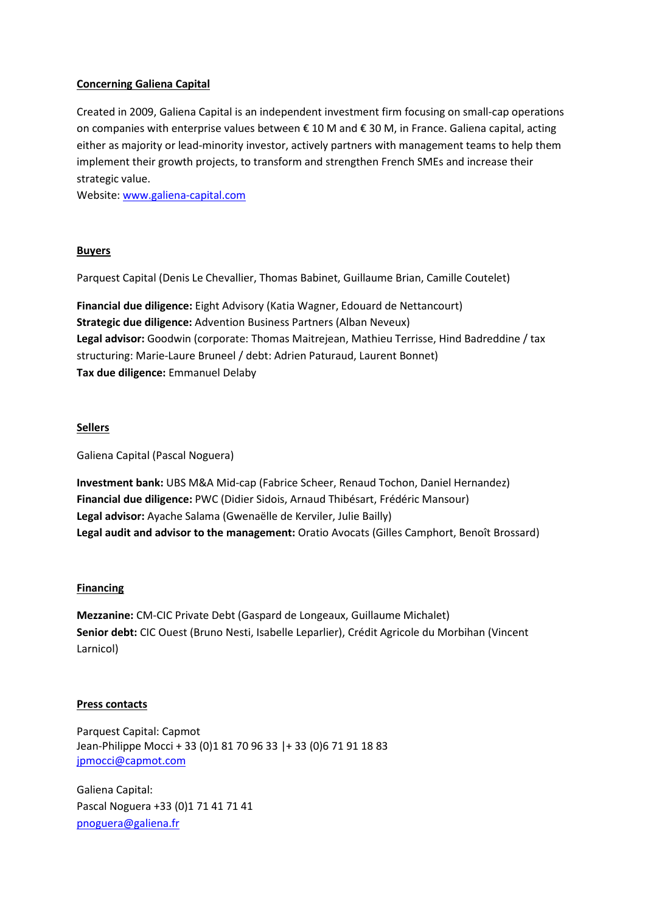**Concerning Galiena Capital**

Created in 2009, Galiena Capital is an independent investment firm focusing on small-cap operations on companies with enterprise values between € 10 M and € 30 M, in France. Galiena capital, acting either as majority or lead-minority investor, actively partners with management teams to help them implement their growth projects, to transform and strengthen French SMEs and increase their strategic value.
Website: www.galiena-capital.com

**Buyers**

Parquest Capital (Denis Le Chevallier, Thomas Babinet, Guillaume Brian, Camille Coutelet)

**Financial due diligence:** Eight Advisory (Katia Wagner, Edouard de Nettancourt)
**Strategic due diligence:** Advention Business Partners (Alban Neveux)
**Legal advisor:** Goodwin (corporate: Thomas Maitrejean, Mathieu Terrisse, Hind Badreddine / tax structuring: Marie-Laure Bruneel / debt: Adrien Paturaud, Laurent Bonnet)
**Tax due diligence:** Emmanuel Delaby

**Sellers**

Galiena Capital (Pascal Noguera)

**Investment bank:** UBS M&A Mid-cap (Fabrice Scheer, Renaud Tochon, Daniel Hernandez)
**Financial due diligence:** PWC (Didier Sidois, Arnaud Thibésart, Frédéric Mansour)
**Legal advisor:** Ayache Salama (Gwenaëlle de Kerviler, Julie Bailly)
**Legal audit and advisor to the management:** Oratio Avocats (Gilles Camphort, Benoît Brossard)

**Financing**

**Mezzanine:** CM-CIC Private Debt (Gaspard de Longeaux, Guillaume Michalet)
**Senior debt:** CIC Ouest (Bruno Nesti, Isabelle Leparlier), Crédit Agricole du Morbihan (Vincent Larnicol)

**Press contacts**

Parquest Capital: Capmot
Jean-Philippe Mocci + 33 (0)1 81 70 96 33 |+ 33 (0)6 71 91 18 83
jpmocci@capmot.com

Galiena Capital:
Pascal Noguera +33 (0)1 71 41 71 41
pnoguera@galiena.fr